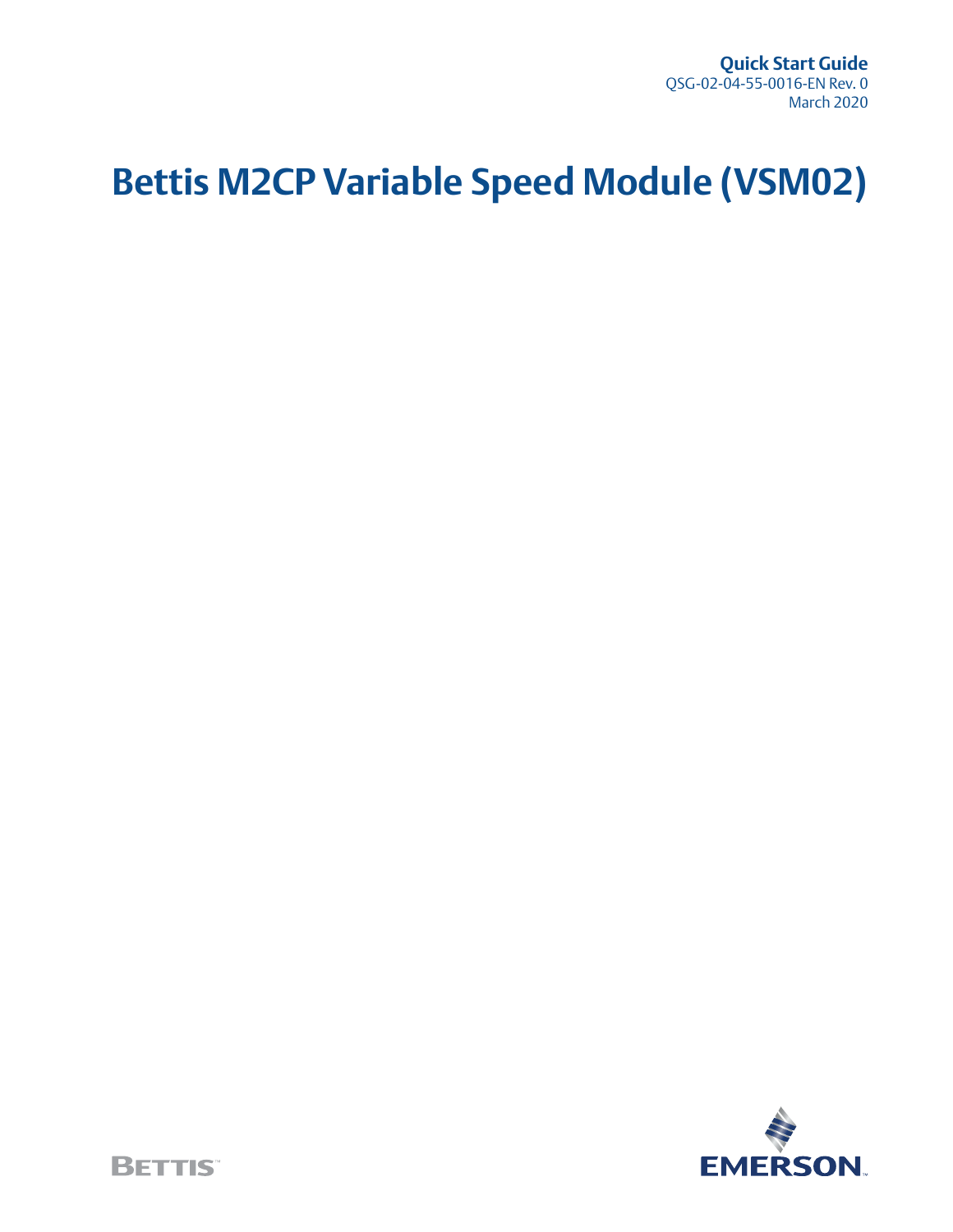**Quick Start Guide**
QSG-02-04-55-0016-EN Rev. 0
March 2020

# Bettis M2CP Variable Speed Module (VSM02)

BETTIS™

EMERSON™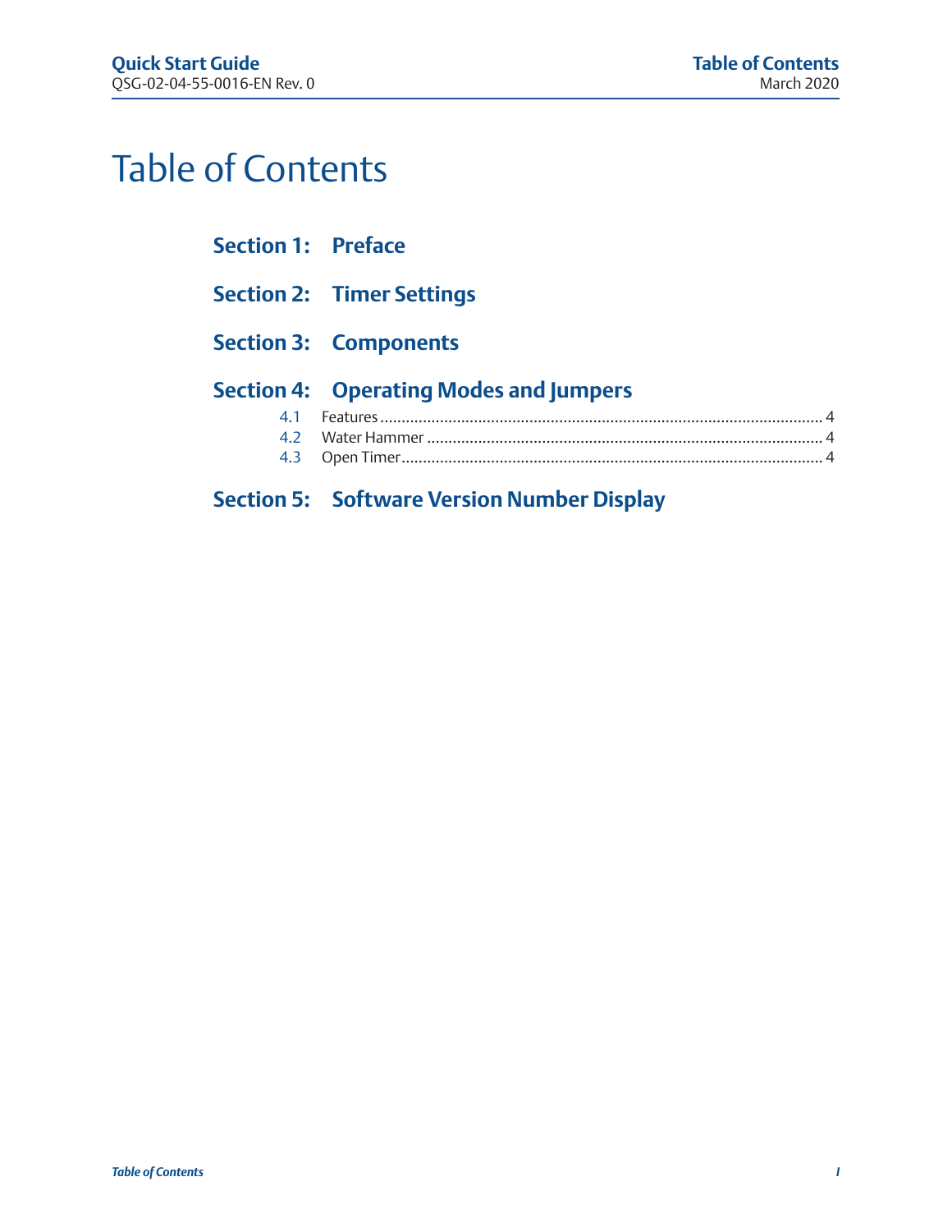# Table of Contents

**Section 1: Preface**

**Section 2: Timer Settings**

**Section 3: Components**

**Section 4: Operating Modes and Jumpers**

- 4.1 Features ........................................................ 4
- 4.2 Water Hammer ................................................ 4
- 4.3 Open Timer ...................................................... 4

**Section 5: Software Version Number Display**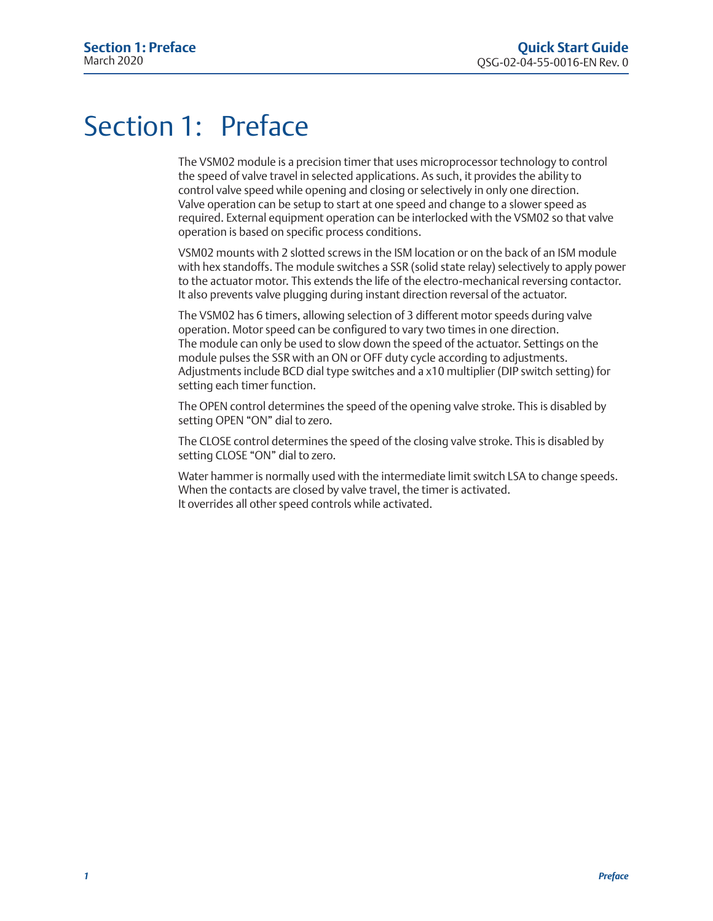# Section 1: Preface

The VSM02 module is a precision timer that uses microprocessor technology to control the speed of valve travel in selected applications. As such, it provides the ability to control valve speed while opening and closing or selectively in only one direction. Valve operation can be setup to start at one speed and change to a slower speed as required. External equipment operation can be interlocked with the VSM02 so that valve operation is based on specific process conditions.

VSM02 mounts with 2 slotted screws in the ISM location or on the back of an ISM module with hex standoffs. The module switches a SSR (solid state relay) selectively to apply power to the actuator motor. This extends the life of the electro-mechanical reversing contactor. It also prevents valve plugging during instant direction reversal of the actuator.

The VSM02 has 6 timers, allowing selection of 3 different motor speeds during valve operation. Motor speed can be configured to vary two times in one direction. The module can only be used to slow down the speed of the actuator. Settings on the module pulses the SSR with an ON or OFF duty cycle according to adjustments. Adjustments include BCD dial type switches and a x10 multiplier (DIP switch setting) for setting each timer function.

The OPEN control determines the speed of the opening valve stroke. This is disabled by setting OPEN "ON" dial to zero.

The CLOSE control determines the speed of the closing valve stroke. This is disabled by setting CLOSE "ON" dial to zero.

Water hammer is normally used with the intermediate limit switch LSA to change speeds. When the contacts are closed by valve travel, the timer is activated. It overrides all other speed controls while activated.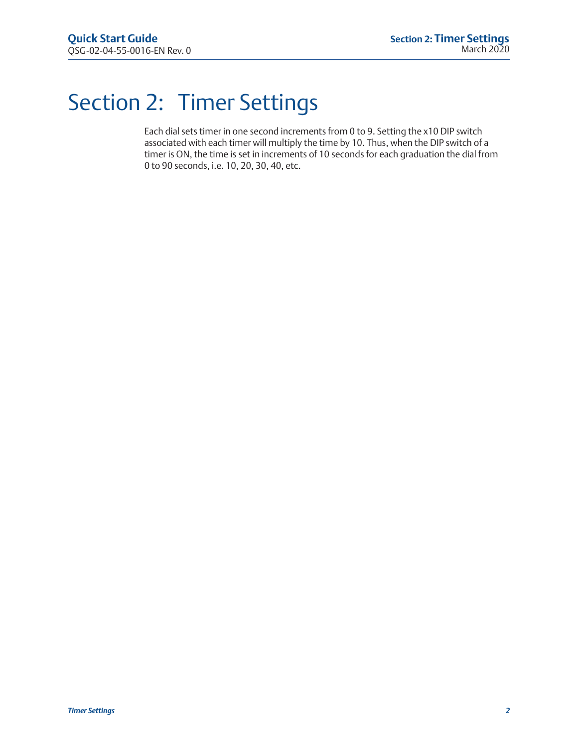# Section 2: Timer Settings

Each dial sets timer in one second increments from 0 to 9. Setting the x10 DIP switch associated with each timer will multiply the time by 10. Thus, when the DIP switch of a timer is ON, the time is set in increments of 10 seconds for each graduation the dial from 0 to 90 seconds, i.e. 10, 20, 30, 40, etc.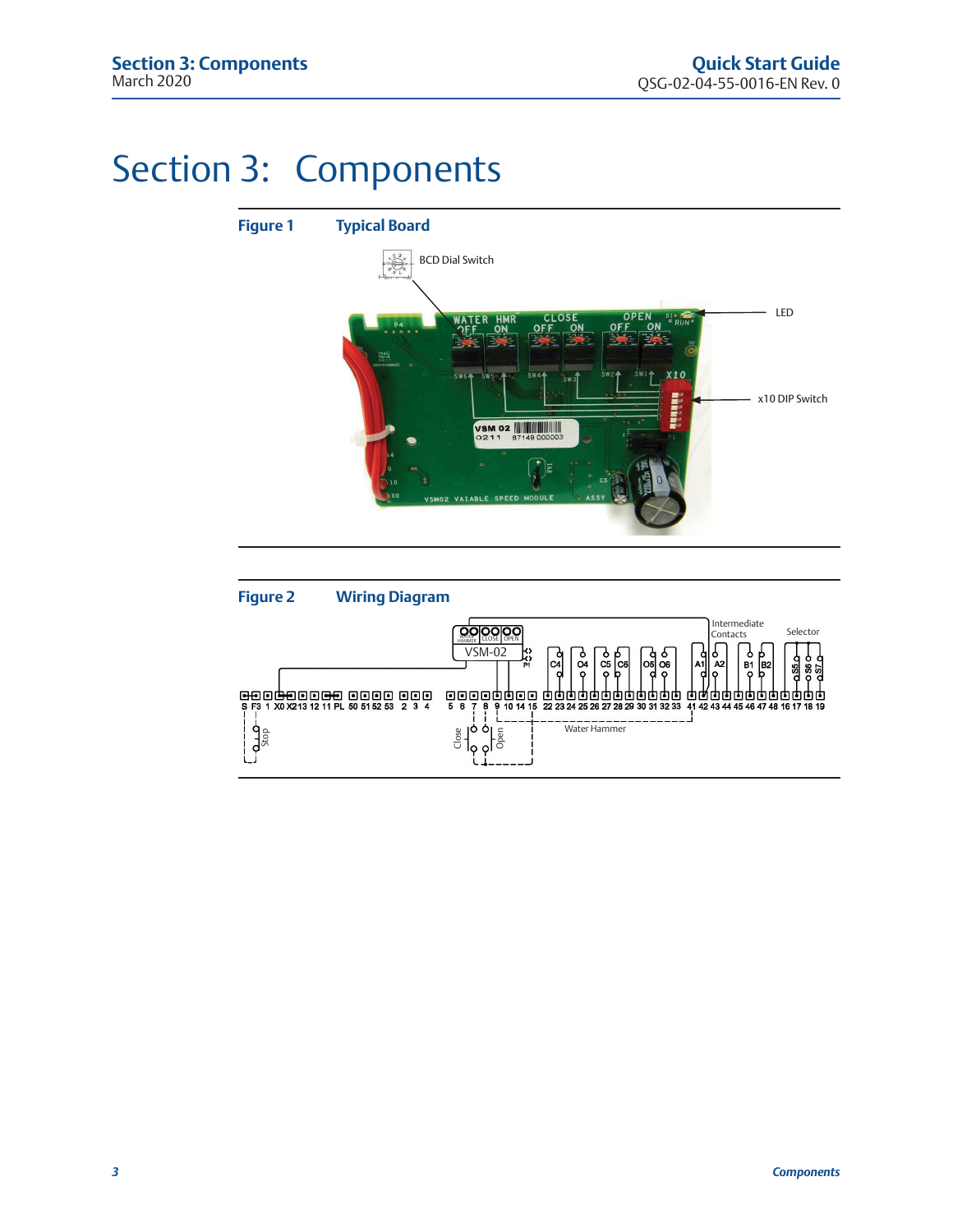# Section 3: Components

**Figure 1 Typical Board**

BCD Dial Switch

LED

x10 DIP Switch

**Figure 2 Wiring Diagram**

Intermediate Contacts

Selector

VSM-02

Water Hammer

Stop

Close

Open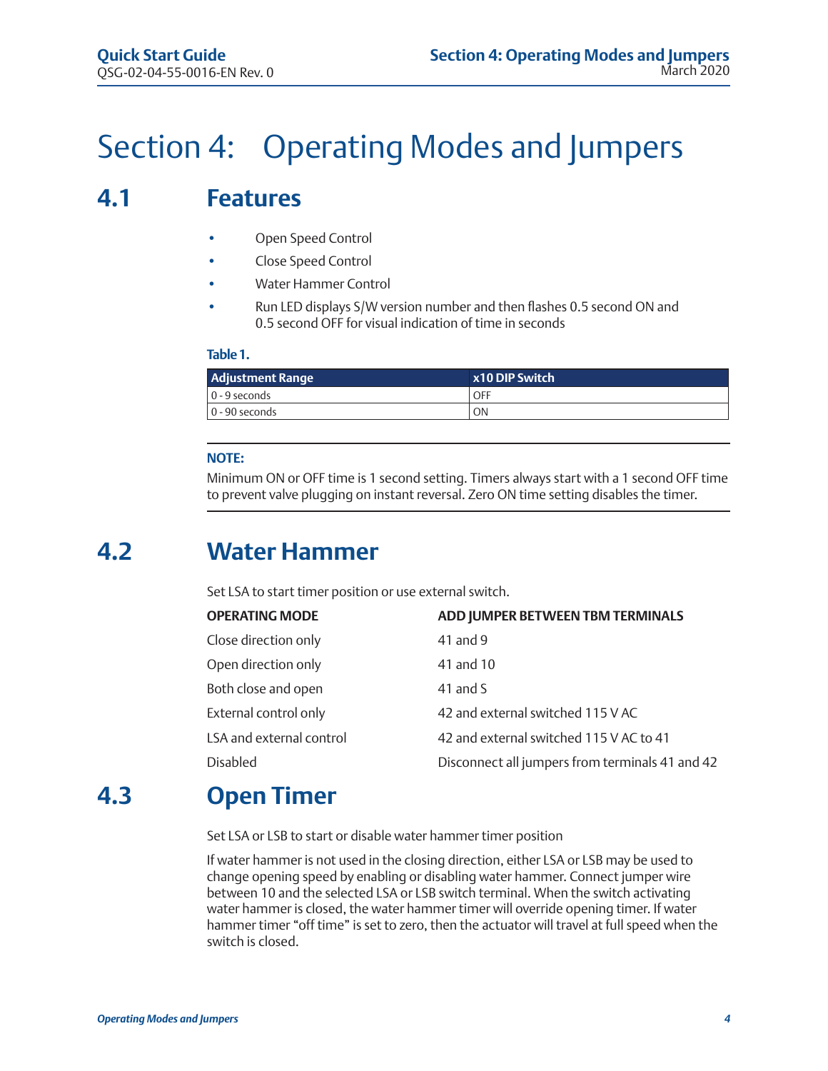# Section 4: Operating Modes and Jumpers

## 4.1 Features

- Open Speed Control
- Close Speed Control
- Water Hammer Control
- Run LED displays S/W version number and then flashes 0.5 second ON and 0.5 second OFF for visual indication of time in seconds

**Table 1.**

| Adjustment Range | x10 DIP Switch |
|---|---|
| 0 - 9 seconds | OFF |
| 0 - 90 seconds | ON |

**NOTE:**

Minimum ON or OFF time is 1 second setting. Timers always start with a 1 second OFF time to prevent valve plugging on instant reversal. Zero ON time setting disables the timer.

## 4.2 Water Hammer

Set LSA to start timer position or use external switch.

| OPERATING MODE | ADD JUMPER BETWEEN TBM TERMINALS |
|---|---|
| Close direction only | 41 and 9 |
| Open direction only | 41 and 10 |
| Both close and open | 41 and S |
| External control only | 42 and external switched 115 V AC |
| LSA and external control | 42 and external switched 115 V AC to 41 |
| Disabled | Disconnect all jumpers from terminals 41 and 42 |

## 4.3 Open Timer

Set LSA or LSB to start or disable water hammer timer position

If water hammer is not used in the closing direction, either LSA or LSB may be used to change opening speed by enabling or disabling water hammer. Connect jumper wire between 10 and the selected LSA or LSB switch terminal. When the switch activating water hammer is closed, the water hammer timer will override opening timer. If water hammer timer "off time" is set to zero, then the actuator will travel at full speed when the switch is closed.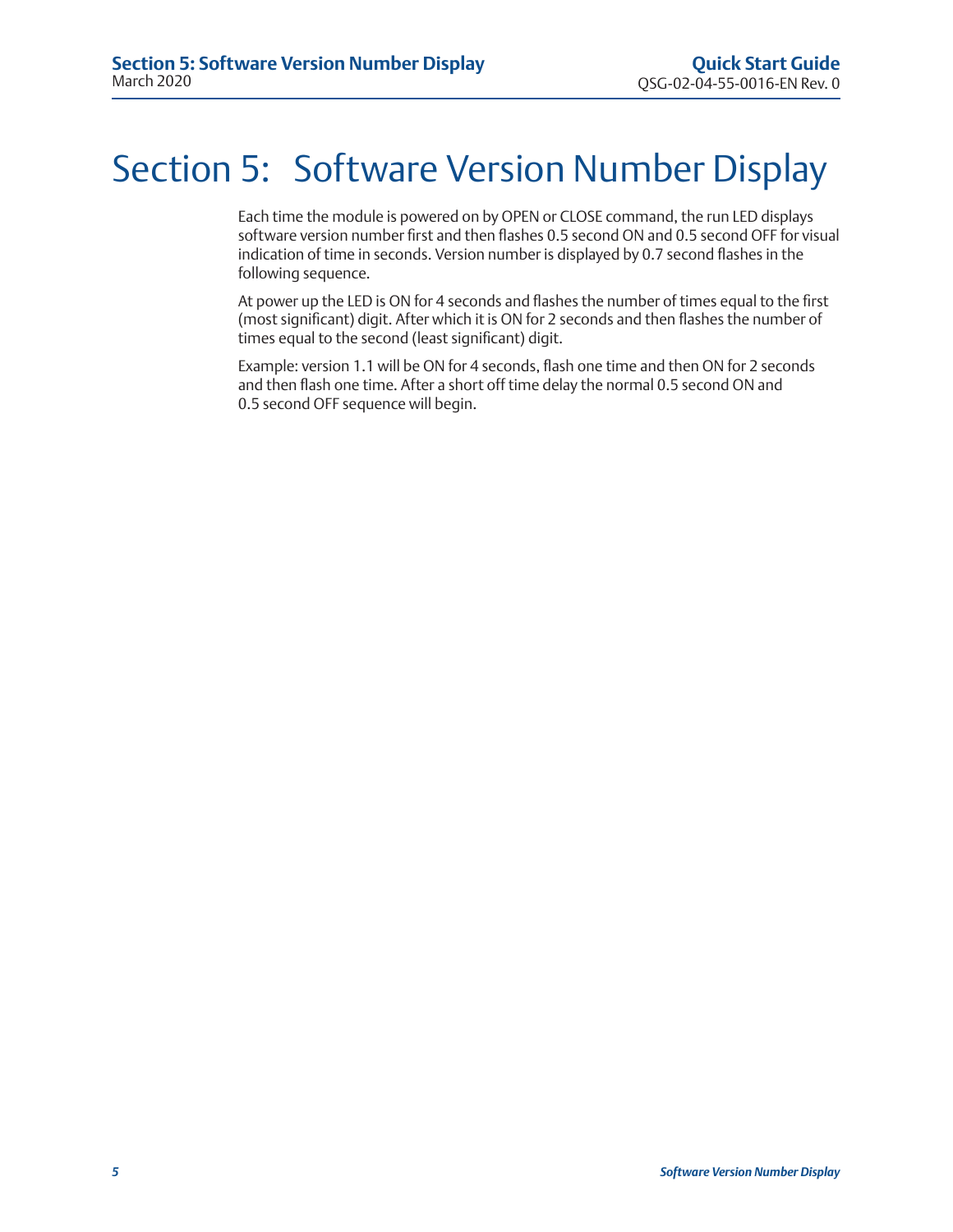# Section 5: Software Version Number Display

Each time the module is powered on by OPEN or CLOSE command, the run LED displays software version number first and then flashes 0.5 second ON and 0.5 second OFF for visual indication of time in seconds. Version number is displayed by 0.7 second flashes in the following sequence.

At power up the LED is ON for 4 seconds and flashes the number of times equal to the first (most significant) digit. After which it is ON for 2 seconds and then flashes the number of times equal to the second (least significant) digit.

Example: version 1.1 will be ON for 4 seconds, flash one time and then ON for 2 seconds and then flash one time. After a short off time delay the normal 0.5 second ON and 0.5 second OFF sequence will begin.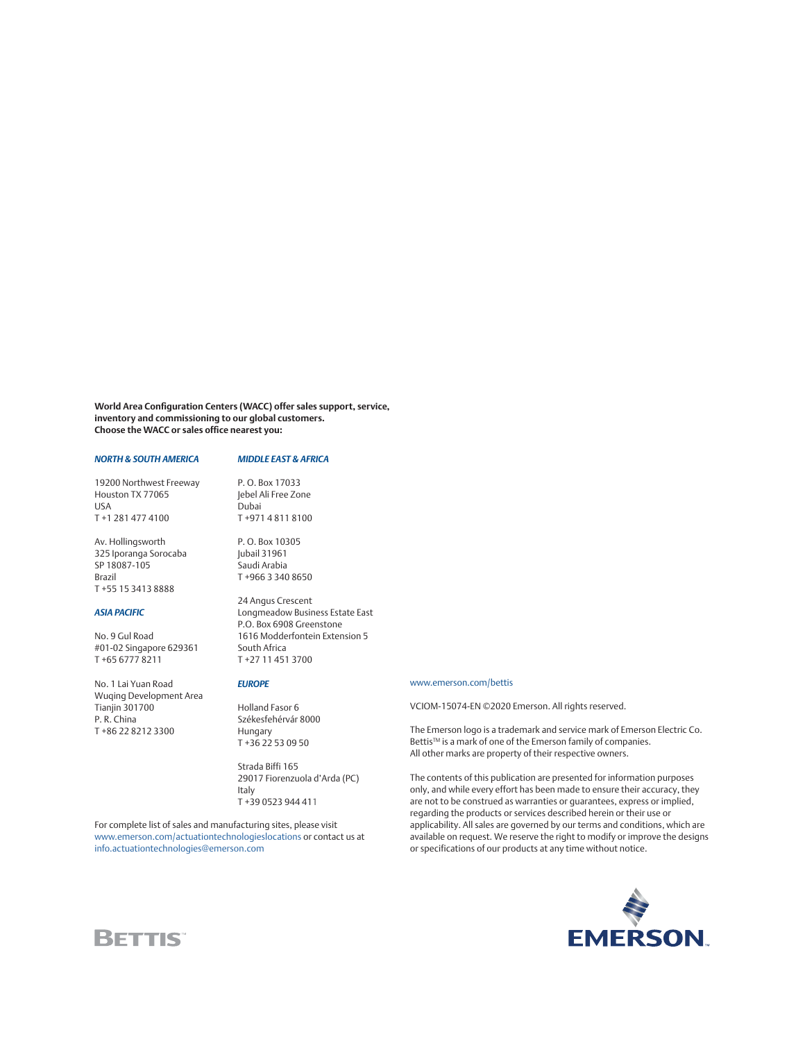**World Area Configuration Centers (WACC) offer sales support, service, inventory and commissioning to our global customers.**
**Choose the WACC or sales office nearest you:**

***NORTH & SOUTH AMERICA***

19200 Northwest Freeway
Houston TX 77065
USA
T +1 281 477 4100

Av. Hollingsworth
325 Iporanga Sorocaba
SP 18087-105
Brazil
T +55 15 3413 8888

***ASIA PACIFIC***

No. 9 Gul Road
#01-02 Singapore 629361
T +65 6777 8211

No. 1 Lai Yuan Road
Wuqing Development Area
Tianjin 301700
P. R. China
T +86 22 8212 3300

***MIDDLE EAST & AFRICA***

P. O. Box 17033
Jebel Ali Free Zone
Dubai
T +971 4 811 8100

P. O. Box 10305
Jubail 31961
Saudi Arabia
T +966 3 340 8650

24 Angus Crescent
Longmeadow Business Estate East
P.O. Box 6908 Greenstone
1616 Modderfontein Extension 5
South Africa
T +27 11 451 3700

***EUROPE***

Holland Fasor 6
Székesfehérvár 8000
Hungary
T +36 22 53 09 50

Strada Biffi 165
29017 Fiorenzuola d'Arda (PC)
Italy
T +39 0523 944 411

For complete list of sales and manufacturing sites, please visit www.emerson.com/actuationtechnologieslocations or contact us at info.actuationtechnologies@emerson.com

www.emerson.com/bettis

VCIOM-15074-EN ©2020 Emerson. All rights reserved.

The Emerson logo is a trademark and service mark of Emerson Electric Co. Bettis™ is a mark of one of the Emerson family of companies. All other marks are property of their respective owners.

The contents of this publication are presented for information purposes only, and while every effort has been made to ensure their accuracy, they are not to be construed as warranties or guarantees, express or implied, regarding the products or services described herein or their use or applicability. All sales are governed by our terms and conditions, which are available on request. We reserve the right to modify or improve the designs or specifications of our products at any time without notice.

BETTIS™

EMERSON™